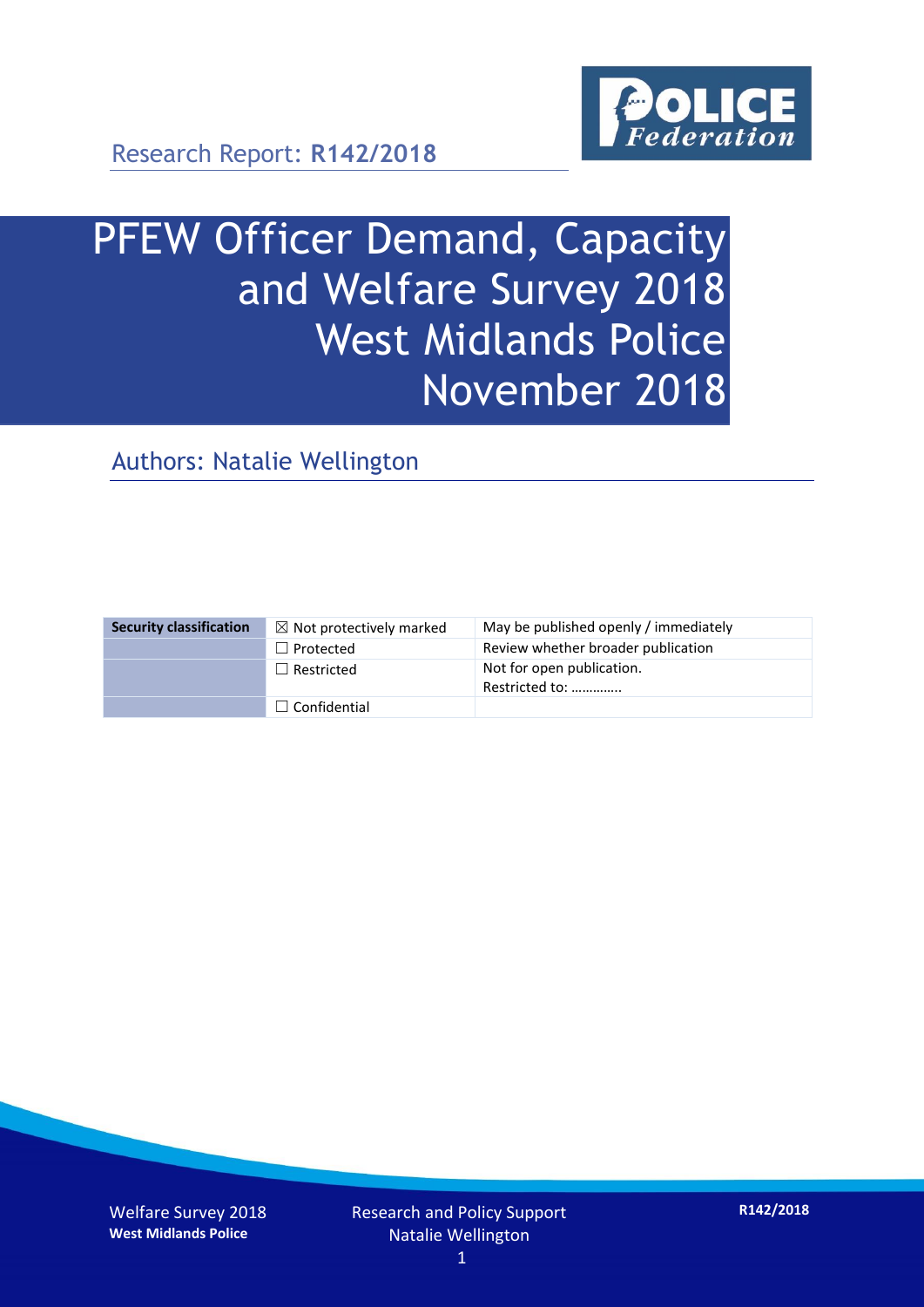Research Report: **R142/2018**

# PFEW Officer Demand, Capacity and Welfare Survey 2018 West Midlands Police November 2018

## Authors: Natalie Wellington

| Security classification | ☒ Not protectively marked | May be published openly / immediately |
|---|---|---|
| | ☐ Protected | Review whether broader publication |
| | ☐ Restricted | Not for open publication. Restricted to: ………….. |
| | ☐ Confidential | |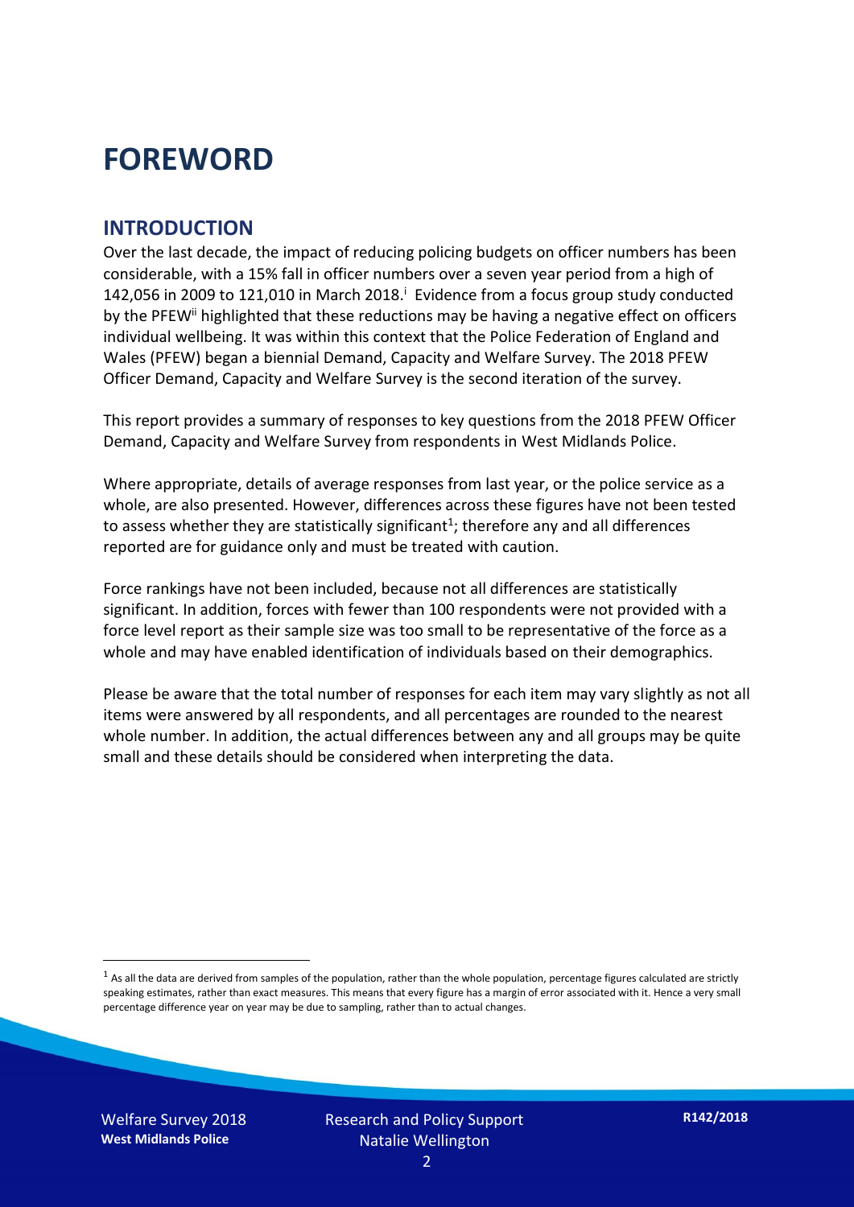# FOREWORD

## INTRODUCTION

Over the last decade, the impact of reducing policing budgets on officer numbers has been considerable, with a 15% fall in officer numbers over a seven year period from a high of 142,056 in 2009 to 121,010 in March 2018.[i] Evidence from a focus group study conducted by the PFEW[ii] highlighted that these reductions may be having a negative effect on officers individual wellbeing. It was within this context that the Police Federation of England and Wales (PFEW) began a biennial Demand, Capacity and Welfare Survey. The 2018 PFEW Officer Demand, Capacity and Welfare Survey is the second iteration of the survey.

This report provides a summary of responses to key questions from the 2018 PFEW Officer Demand, Capacity and Welfare Survey from respondents in West Midlands Police.

Where appropriate, details of average responses from last year, or the police service as a whole, are also presented. However, differences across these figures have not been tested to assess whether they are statistically significant[1]; therefore any and all differences reported are for guidance only and must be treated with caution.

Force rankings have not been included, because not all differences are statistically significant. In addition, forces with fewer than 100 respondents were not provided with a force level report as their sample size was too small to be representative of the force as a whole and may have enabled identification of individuals based on their demographics.

Please be aware that the total number of responses for each item may vary slightly as not all items were answered by all respondents, and all percentages are rounded to the nearest whole number. In addition, the actual differences between any and all groups may be quite small and these details should be considered when interpreting the data.

[1] As all the data are derived from samples of the population, rather than the whole population, percentage figures calculated are strictly speaking estimates, rather than exact measures. This means that every figure has a margin of error associated with it. Hence a very small percentage difference year on year may be due to sampling, rather than to actual changes.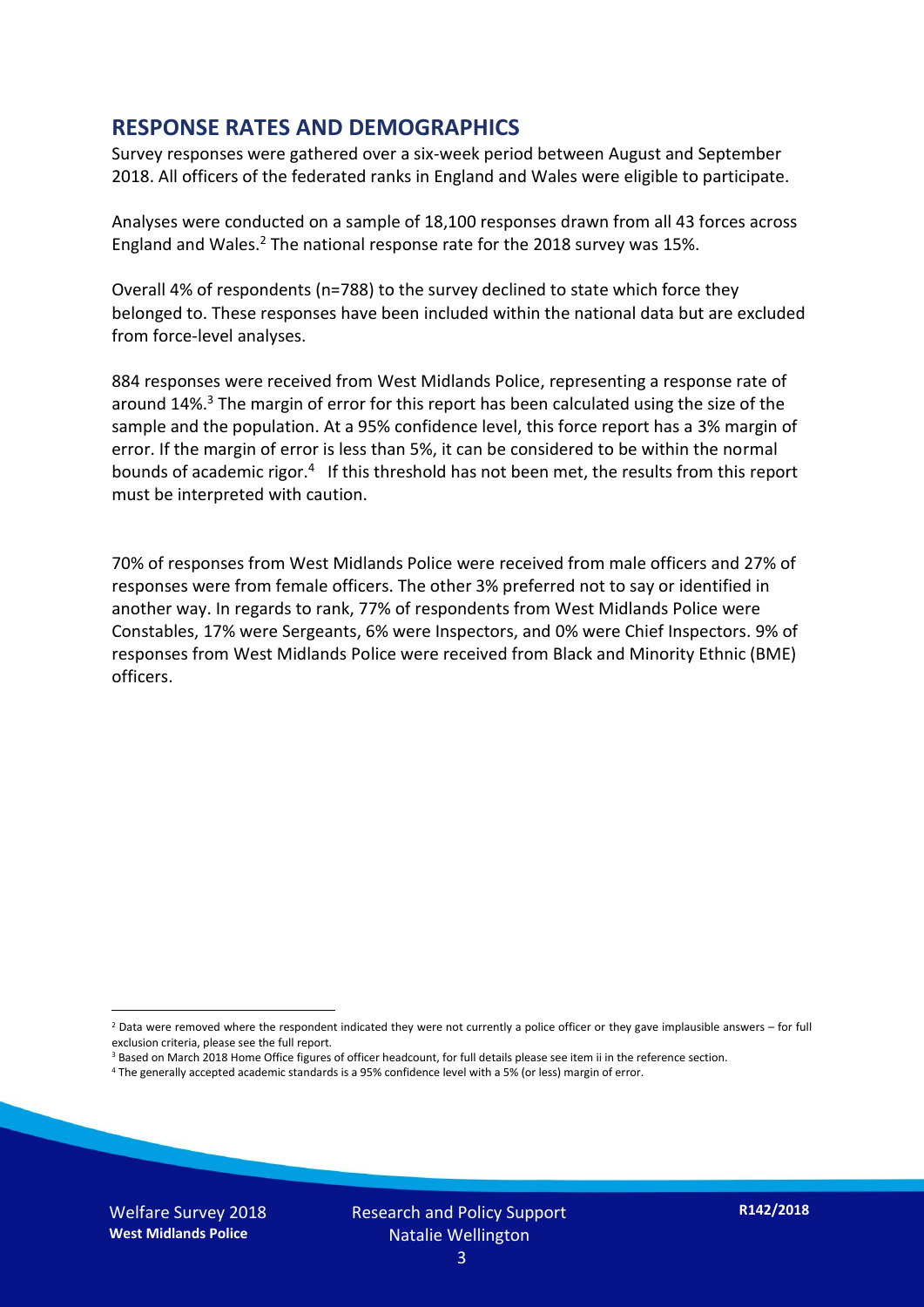## RESPONSE RATES AND DEMOGRAPHICS

Survey responses were gathered over a six-week period between August and September 2018. All officers of the federated ranks in England and Wales were eligible to participate.

Analyses were conducted on a sample of 18,100 responses drawn from all 43 forces across England and Wales.[2] The national response rate for the 2018 survey was 15%.

Overall 4% of respondents (n=788) to the survey declined to state which force they belonged to. These responses have been included within the national data but are excluded from force-level analyses.

884 responses were received from West Midlands Police, representing a response rate of around 14%.[3] The margin of error for this report has been calculated using the size of the sample and the population. At a 95% confidence level, this force report has a 3% margin of error. If the margin of error is less than 5%, it can be considered to be within the normal bounds of academic rigor.[4] If this threshold has not been met, the results from this report must be interpreted with caution.

70% of responses from West Midlands Police were received from male officers and 27% of responses were from female officers. The other 3% preferred not to say or identified in another way. In regards to rank, 77% of respondents from West Midlands Police were Constables, 17% were Sergeants, 6% were Inspectors, and 0% were Chief Inspectors. 9% of responses from West Midlands Police were received from Black and Minority Ethnic (BME) officers.

[2] Data were removed where the respondent indicated they were not currently a police officer or they gave implausible answers – for full exclusion criteria, please see the full report.

[3] Based on March 2018 Home Office figures of officer headcount, for full details please see item ii in the reference section.

[4] The generally accepted academic standards is a 95% confidence level with a 5% (or less) margin of error.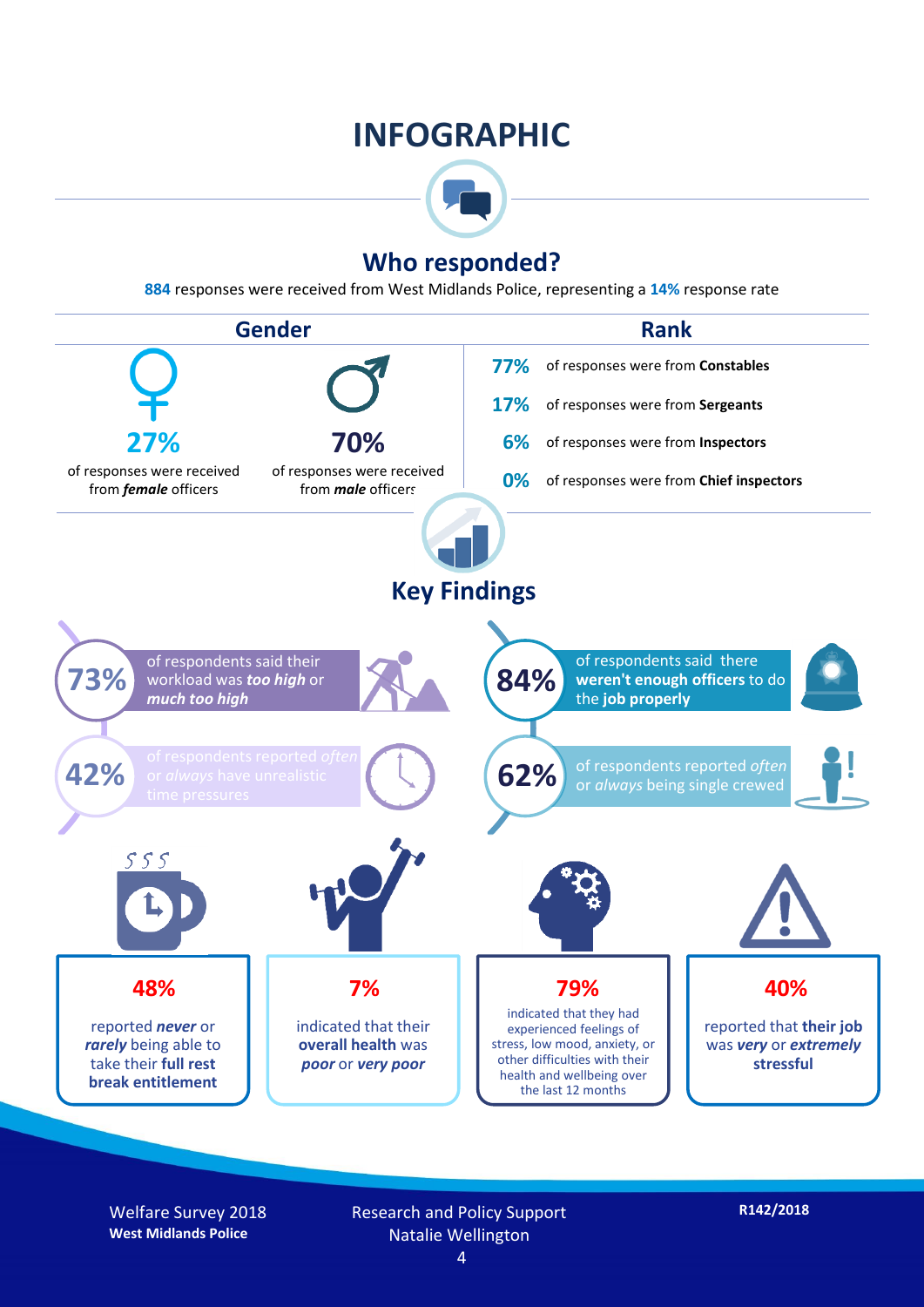# INFOGRAPHIC

## Who responded?

**884** responses were received from West Midlands Police, representing a **14%** response rate

### Gender

**27%** of responses were received from ***female*** officers

**70%** of responses were received from ***male*** officers

### Rank

- **77%** of responses were from **Constables**
- **17%** of responses were from **Sergeants**
- **6%** of responses were from **Inspectors**
- **0%** of responses were from **Chief inspectors**

## Key Findings

**73%** of respondents said their workload was ***too high*** or ***much too high***

**84%** of respondents said there **weren't enough officers** to do the **job properly**

**42%** of respondents reported *often* or *always* have unrealistic time pressures

**62%** of respondents reported *often* or *always* being single crewed

**48%** reported ***never*** or ***rarely*** being able to take their **full rest break entitlement**

**7%** indicated that their **overall health** was ***poor*** or ***very poor***

**79%** indicated that they had experienced feelings of stress, low mood, anxiety, or other difficulties with their health and wellbeing over the last 12 months

**40%** reported that **their job** was ***very*** or ***extremely*** **stressful**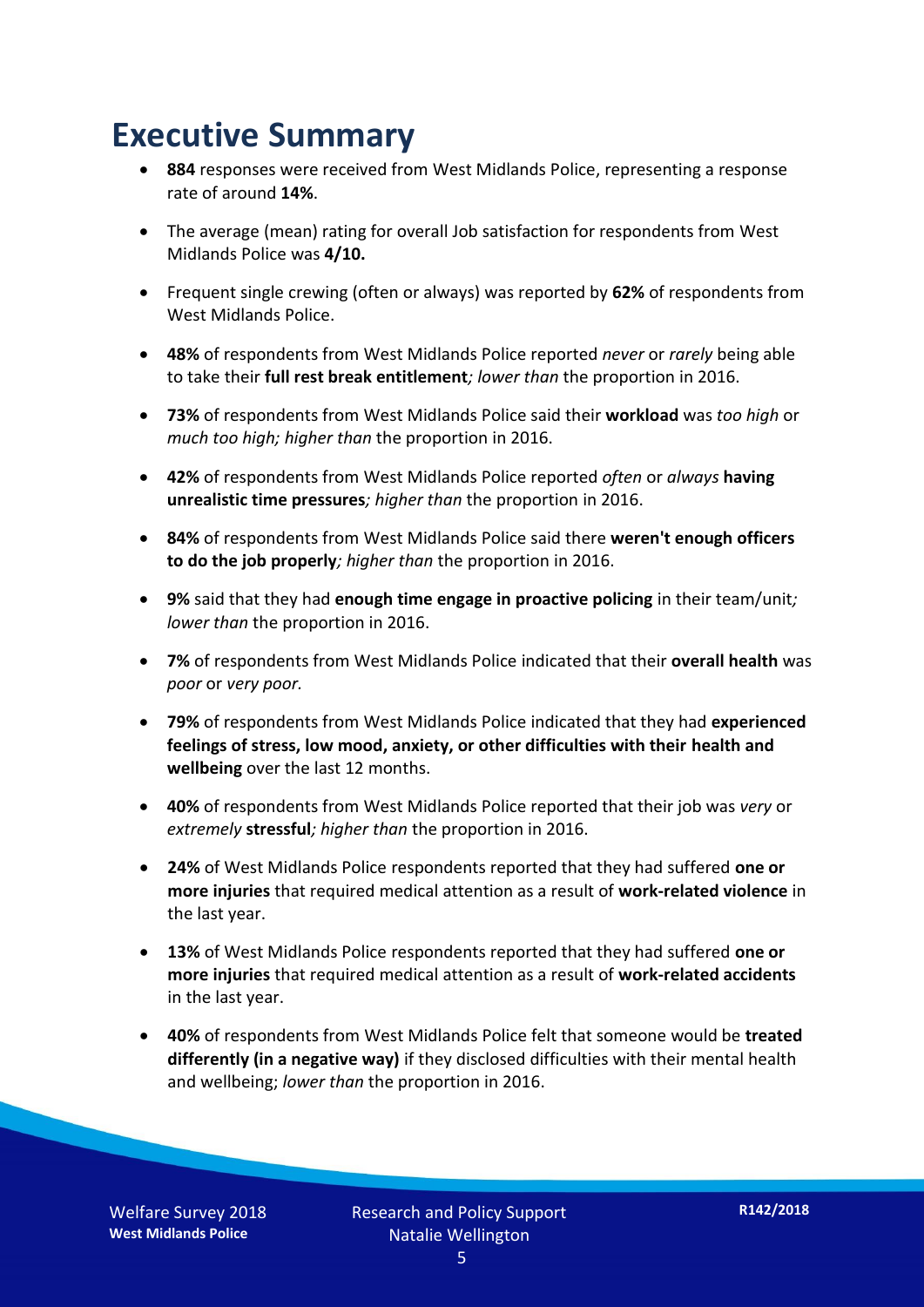# Executive Summary

- **884** responses were received from West Midlands Police, representing a response rate of around **14%**.
- The average (mean) rating for overall Job satisfaction for respondents from West Midlands Police was **4/10.**
- Frequent single crewing (often or always) was reported by **62%** of respondents from West Midlands Police.
- **48%** of respondents from West Midlands Police reported *never* or *rarely* being able to take their **full rest break entitlement***; lower than* the proportion in 2016.
- **73%** of respondents from West Midlands Police said their **workload** was *too high* or *much too high; higher than* the proportion in 2016.
- **42%** of respondents from West Midlands Police reported *often* or *always* **having unrealistic time pressures***; higher than* the proportion in 2016.
- **84%** of respondents from West Midlands Police said there **weren't enough officers to do the job properly***; higher than* the proportion in 2016.
- **9%** said that they had **enough time engage in proactive policing** in their team/unit*; lower than* the proportion in 2016.
- **7%** of respondents from West Midlands Police indicated that their **overall health** was *poor* or *very poor.*
- **79%** of respondents from West Midlands Police indicated that they had **experienced feelings of stress, low mood, anxiety, or other difficulties with their health and wellbeing** over the last 12 months.
- **40%** of respondents from West Midlands Police reported that their job was *very* or *extremely* **stressful***; higher than* the proportion in 2016.
- **24%** of West Midlands Police respondents reported that they had suffered **one or more injuries** that required medical attention as a result of **work-related violence** in the last year.
- **13%** of West Midlands Police respondents reported that they had suffered **one or more injuries** that required medical attention as a result of **work-related accidents** in the last year.
- **40%** of respondents from West Midlands Police felt that someone would be **treated differently (in a negative way)** if they disclosed difficulties with their mental health and wellbeing; *lower than* the proportion in 2016.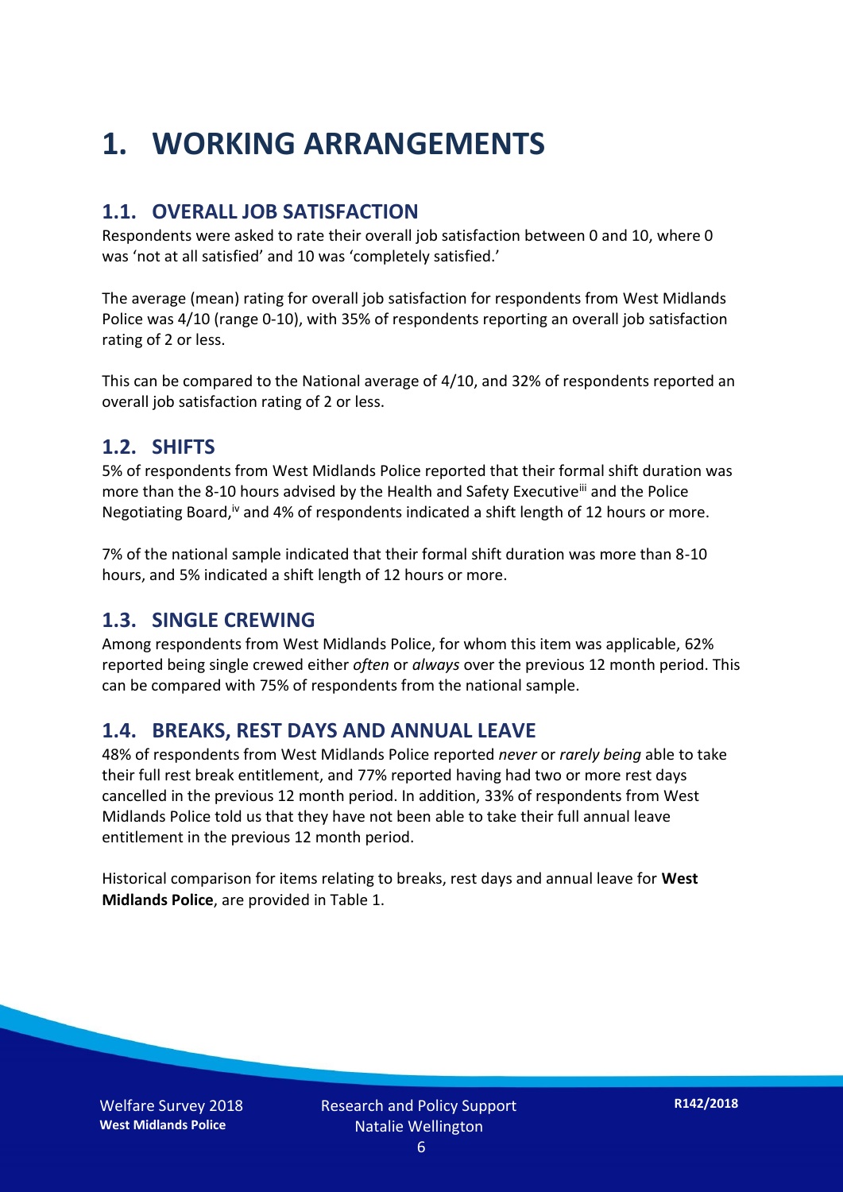# 1. WORKING ARRANGEMENTS

## 1.1. OVERALL JOB SATISFACTION

Respondents were asked to rate their overall job satisfaction between 0 and 10, where 0 was 'not at all satisfied' and 10 was 'completely satisfied.'

The average (mean) rating for overall job satisfaction for respondents from West Midlands Police was 4/10 (range 0-10), with 35% of respondents reporting an overall job satisfaction rating of 2 or less.

This can be compared to the National average of 4/10, and 32% of respondents reported an overall job satisfaction rating of 2 or less.

## 1.2. SHIFTS

5% of respondents from West Midlands Police reported that their formal shift duration was more than the 8-10 hours advised by the Health and Safety Executive[iii] and the Police Negotiating Board,[iv] and 4% of respondents indicated a shift length of 12 hours or more.

7% of the national sample indicated that their formal shift duration was more than 8-10 hours, and 5% indicated a shift length of 12 hours or more.

## 1.3. SINGLE CREWING

Among respondents from West Midlands Police, for whom this item was applicable, 62% reported being single crewed either *often* or *always* over the previous 12 month period. This can be compared with 75% of respondents from the national sample.

## 1.4. BREAKS, REST DAYS AND ANNUAL LEAVE

48% of respondents from West Midlands Police reported *never* or *rarely being* able to take their full rest break entitlement, and 77% reported having had two or more rest days cancelled in the previous 12 month period. In addition, 33% of respondents from West Midlands Police told us that they have not been able to take their full annual leave entitlement in the previous 12 month period.

Historical comparison for items relating to breaks, rest days and annual leave for **West Midlands Police**, are provided in Table 1.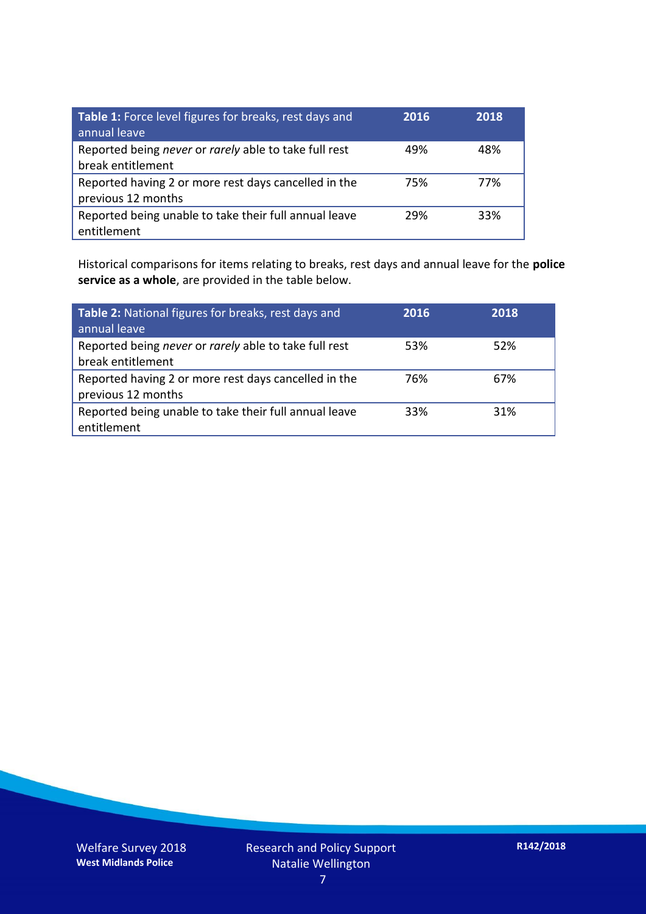| **Table 1:** Force level figures for breaks, rest days and annual leave | **2016** | **2018** |
|---|---|---|
| Reported being *never* or *rarely* able to take full rest break entitlement | 49% | 48% |
| Reported having 2 or more rest days cancelled in the previous 12 months | 75% | 77% |
| Reported being unable to take their full annual leave entitlement | 29% | 33% |

Historical comparisons for items relating to breaks, rest days and annual leave for the **police service as a whole**, are provided in the table below.

| **Table 2:** National figures for breaks, rest days and annual leave | **2016** | **2018** |
|---|---|---|
| Reported being *never* or *rarely* able to take full rest break entitlement | 53% | 52% |
| Reported having 2 or more rest days cancelled in the previous 12 months | 76% | 67% |
| Reported being unable to take their full annual leave entitlement | 33% | 31% |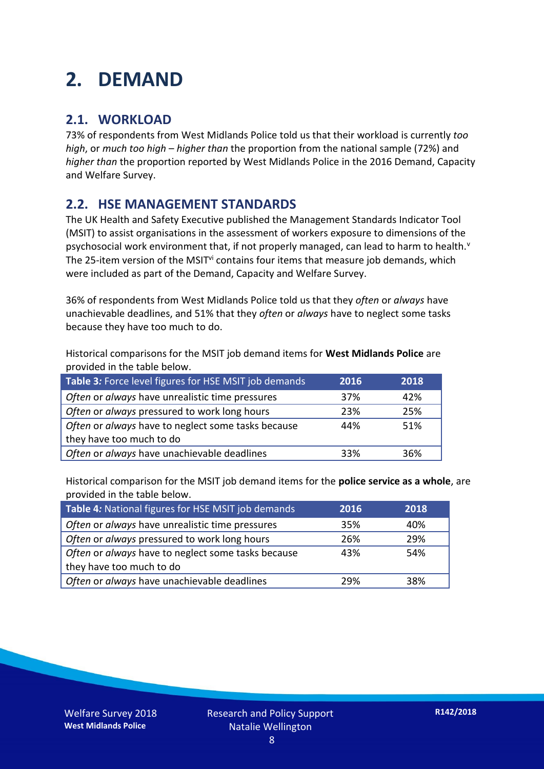# 2. DEMAND

## 2.1. WORKLOAD

73% of respondents from West Midlands Police told us that their workload is currently *too high*, or *much too high – higher than* the proportion from the national sample (72%) and *higher than* the proportion reported by West Midlands Police in the 2016 Demand, Capacity and Welfare Survey.

## 2.2. HSE MANAGEMENT STANDARDS

The UK Health and Safety Executive published the Management Standards Indicator Tool (MSIT) to assist organisations in the assessment of workers exposure to dimensions of the psychosocial work environment that, if not properly managed, can lead to harm to health.[v] The 25-item version of the MSIT[vi] contains four items that measure job demands, which were included as part of the Demand, Capacity and Welfare Survey.

36% of respondents from West Midlands Police told us that they *often* or *always* have unachievable deadlines, and 51% that they *often* or *always* have to neglect some tasks because they have too much to do.

Historical comparisons for the MSIT job demand items for **West Midlands Police** are provided in the table below.

| **Table 3***:* Force level figures for HSE MSIT job demands | 2016 | 2018 |
|---|---|---|
| *Often* or *always* have unrealistic time pressures | 37% | 42% |
| *Often* or *always* pressured to work long hours | 23% | 25% |
| *Often* or *always* have to neglect some tasks because they have too much to do | 44% | 51% |
| *Often* or *always* have unachievable deadlines | 33% | 36% |

Historical comparison for the MSIT job demand items for the **police service as a whole**, are provided in the table below.

| **Table 4***:* National figures for HSE MSIT job demands | 2016 | 2018 |
|---|---|---|
| *Often* or *always* have unrealistic time pressures | 35% | 40% |
| *Often* or *always* pressured to work long hours | 26% | 29% |
| *Often* or *always* have to neglect some tasks because they have too much to do | 43% | 54% |
| *Often* or *always* have unachievable deadlines | 29% | 38% |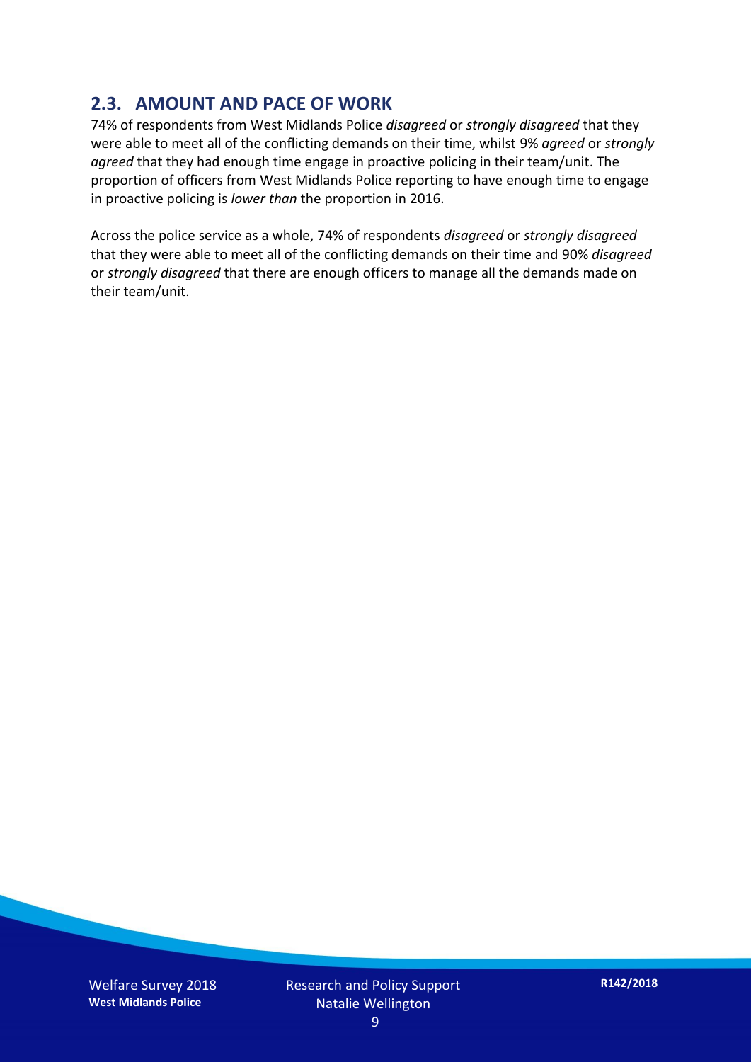## 2.3. AMOUNT AND PACE OF WORK

74% of respondents from West Midlands Police *disagreed* or *strongly disagreed* that they were able to meet all of the conflicting demands on their time, whilst 9% *agreed* or *strongly agreed* that they had enough time engage in proactive policing in their team/unit. The proportion of officers from West Midlands Police reporting to have enough time to engage in proactive policing is *lower than* the proportion in 2016.

Across the police service as a whole, 74% of respondents *disagreed* or *strongly disagreed* that they were able to meet all of the conflicting demands on their time and 90% *disagreed* or *strongly disagreed* that there are enough officers to manage all the demands made on their team/unit.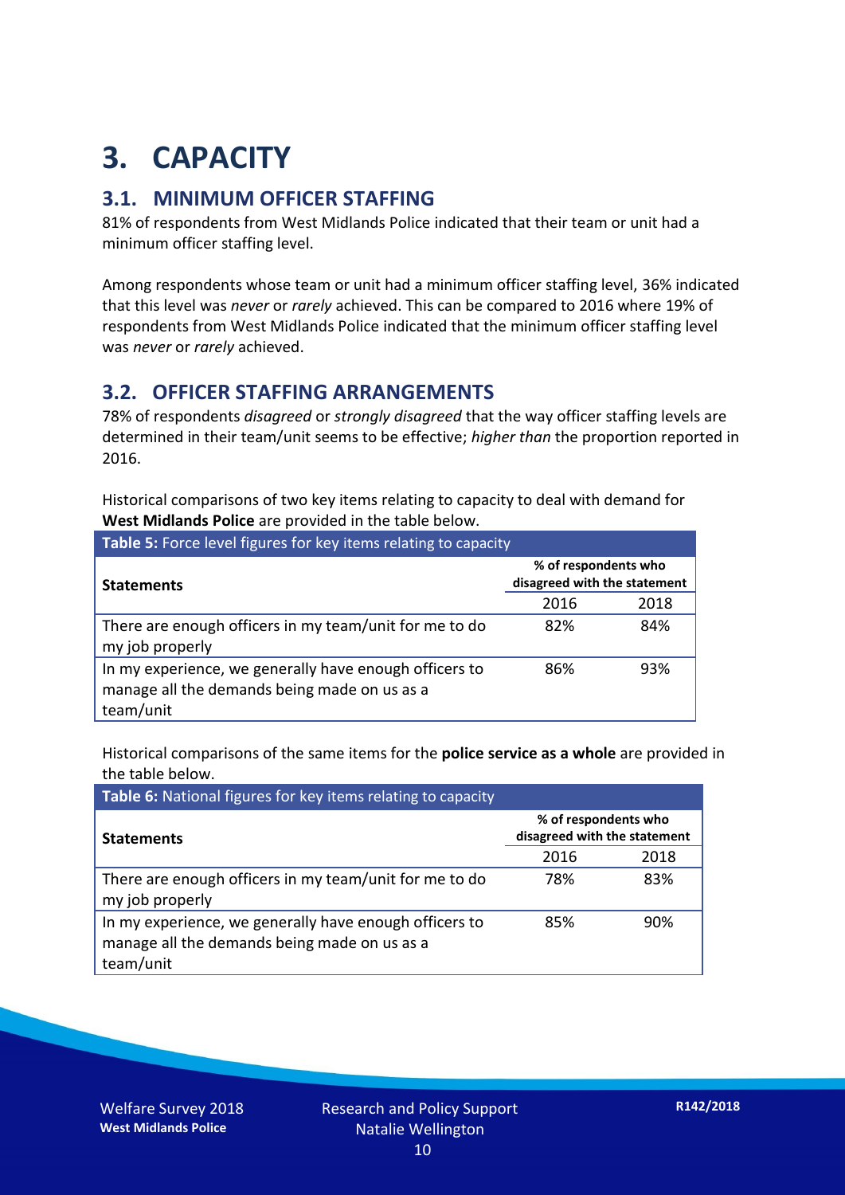# 3. CAPACITY

## 3.1. MINIMUM OFFICER STAFFING

81% of respondents from West Midlands Police indicated that their team or unit had a minimum officer staffing level.

Among respondents whose team or unit had a minimum officer staffing level, 36% indicated that this level was *never* or *rarely* achieved. This can be compared to 2016 where 19% of respondents from West Midlands Police indicated that the minimum officer staffing level was *never* or *rarely* achieved.

## 3.2. OFFICER STAFFING ARRANGEMENTS

78% of respondents *disagreed* or *strongly disagreed* that the way officer staffing levels are determined in their team/unit seems to be effective; *higher than* the proportion reported in 2016.

Historical comparisons of two key items relating to capacity to deal with demand for **West Midlands Police** are provided in the table below.

**Table 5:** Force level figures for key items relating to capacity

| Statements | % of respondents who disagreed with the statement | |
|---|---|---|
| | 2016 | 2018 |
| There are enough officers in my team/unit for me to do my job properly | 82% | 84% |
| In my experience, we generally have enough officers to manage all the demands being made on us as a team/unit | 86% | 93% |

Historical comparisons of the same items for the **police service as a whole** are provided in the table below.

**Table 6:** National figures for key items relating to capacity

| Statements | % of respondents who disagreed with the statement | |
|---|---|---|
| | 2016 | 2018 |
| There are enough officers in my team/unit for me to do my job properly | 78% | 83% |
| In my experience, we generally have enough officers to manage all the demands being made on us as a team/unit | 85% | 90% |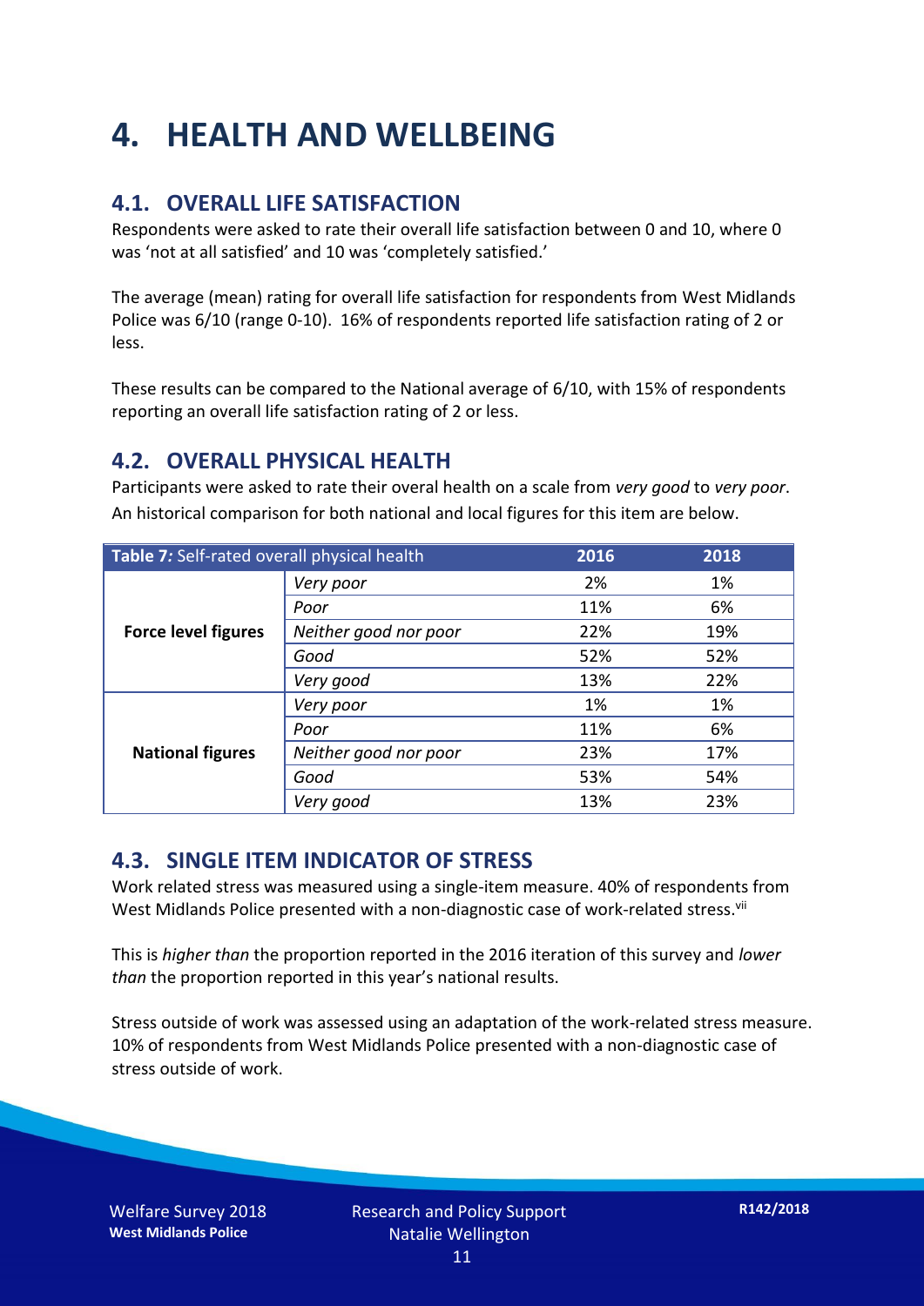# 4. HEALTH AND WELLBEING

## 4.1. OVERALL LIFE SATISFACTION

Respondents were asked to rate their overall life satisfaction between 0 and 10, where 0 was 'not at all satisfied' and 10 was 'completely satisfied.'

The average (mean) rating for overall life satisfaction for respondents from West Midlands Police was 6/10 (range 0-10). 16% of respondents reported life satisfaction rating of 2 or less.

These results can be compared to the National average of 6/10, with 15% of respondents reporting an overall life satisfaction rating of 2 or less.

## 4.2. OVERALL PHYSICAL HEALTH

Participants were asked to rate their overal health on a scale from *very good* to *very poor*. An historical comparison for both national and local figures for this item are below.

| *Table 7:* Self-rated overall physical health | | 2016 | 2018 |
|---|---|---|---|
| **Force level figures** | *Very poor* | 2% | 1% |
| | *Poor* | 11% | 6% |
| | *Neither good nor poor* | 22% | 19% |
| | *Good* | 52% | 52% |
| | *Very good* | 13% | 22% |
| **National figures** | *Very poor* | 1% | 1% |
| | *Poor* | 11% | 6% |
| | *Neither good nor poor* | 23% | 17% |
| | *Good* | 53% | 54% |
| | *Very good* | 13% | 23% |

## 4.3. SINGLE ITEM INDICATOR OF STRESS

Work related stress was measured using a single-item measure. 40% of respondents from West Midlands Police presented with a non-diagnostic case of work-related stress.[vii]

This is *higher than* the proportion reported in the 2016 iteration of this survey and *lower than* the proportion reported in this year's national results.

Stress outside of work was assessed using an adaptation of the work-related stress measure. 10% of respondents from West Midlands Police presented with a non-diagnostic case of stress outside of work.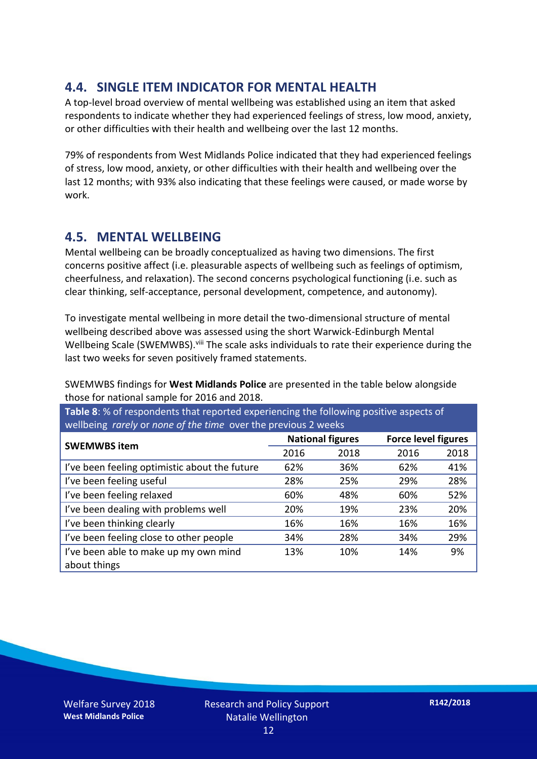## 4.4. SINGLE ITEM INDICATOR FOR MENTAL HEALTH

A top-level broad overview of mental wellbeing was established using an item that asked respondents to indicate whether they had experienced feelings of stress, low mood, anxiety, or other difficulties with their health and wellbeing over the last 12 months.

79% of respondents from West Midlands Police indicated that they had experienced feelings of stress, low mood, anxiety, or other difficulties with their health and wellbeing over the last 12 months; with 93% also indicating that these feelings were caused, or made worse by work.

## 4.5. MENTAL WELLBEING

Mental wellbeing can be broadly conceptualized as having two dimensions. The first concerns positive affect (i.e. pleasurable aspects of wellbeing such as feelings of optimism, cheerfulness, and relaxation). The second concerns psychological functioning (i.e. such as clear thinking, self-acceptance, personal development, competence, and autonomy).

To investigate mental wellbeing in more detail the two-dimensional structure of mental wellbeing described above was assessed using the short Warwick-Edinburgh Mental Wellbeing Scale (SWEMWBS).[viii] The scale asks individuals to rate their experience during the last two weeks for seven positively framed statements.

SWEMWBS findings for **West Midlands Police** are presented in the table below alongside those for national sample for 2016 and 2018.

**Table 8**: % of respondents that reported experiencing the following positive aspects of wellbeing *rarely* or *none of the time* over the previous 2 weeks

| SWEMWBS item | National figures | | Force level figures | |
|---|---|---|---|---|
| | 2016 | 2018 | 2016 | 2018 |
| I've been feeling optimistic about the future | 62% | 36% | 62% | 41% |
| I've been feeling useful | 28% | 25% | 29% | 28% |
| I've been feeling relaxed | 60% | 48% | 60% | 52% |
| I've been dealing with problems well | 20% | 19% | 23% | 20% |
| I've been thinking clearly | 16% | 16% | 16% | 16% |
| I've been feeling close to other people | 34% | 28% | 34% | 29% |
| I've been able to make up my own mind about things | 13% | 10% | 14% | 9% |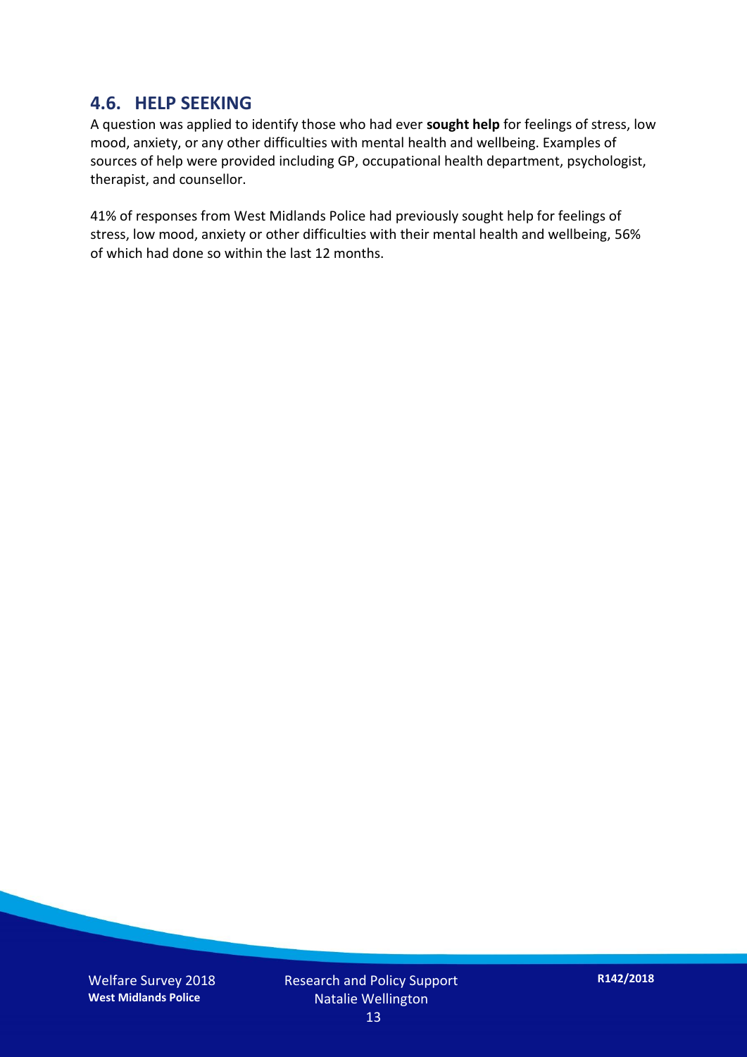## 4.6. HELP SEEKING

A question was applied to identify those who had ever **sought help** for feelings of stress, low mood, anxiety, or any other difficulties with mental health and wellbeing. Examples of sources of help were provided including GP, occupational health department, psychologist, therapist, and counsellor.

41% of responses from West Midlands Police had previously sought help for feelings of stress, low mood, anxiety or other difficulties with their mental health and wellbeing, 56% of which had done so within the last 12 months.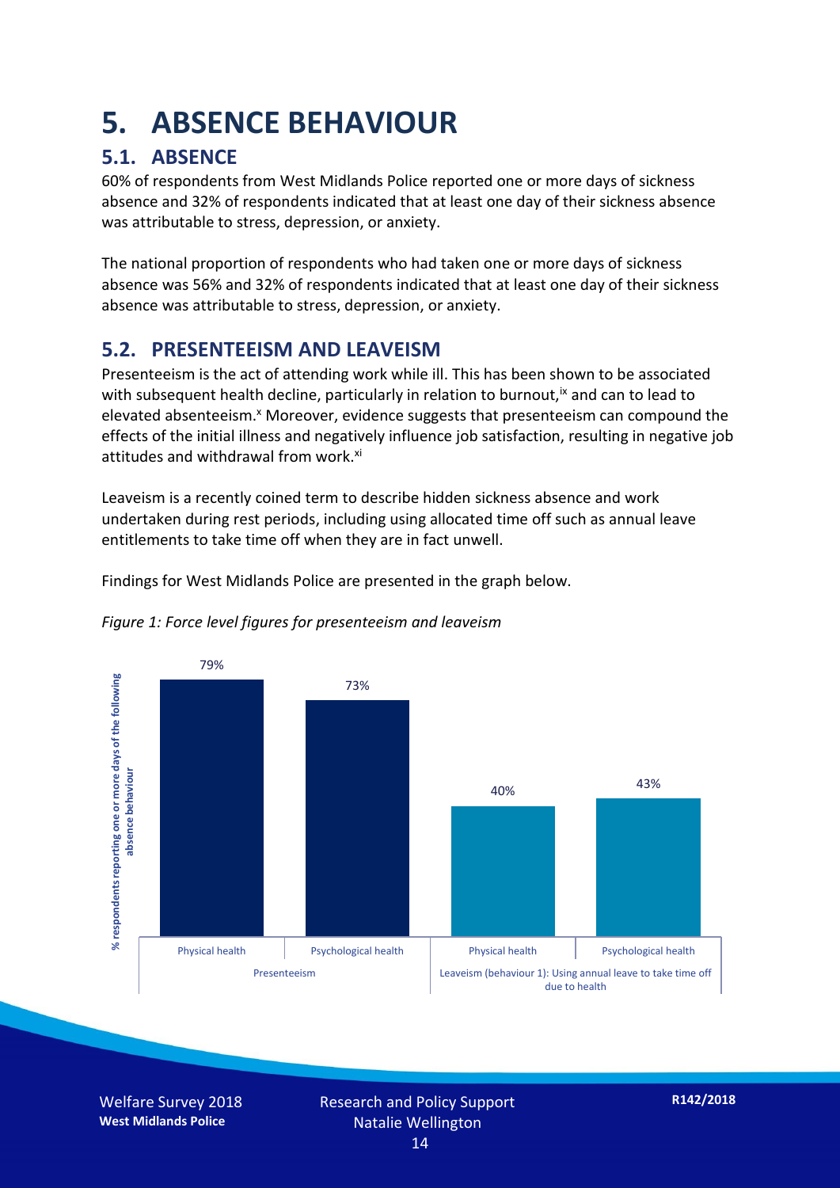# 5. ABSENCE BEHAVIOUR

## 5.1. ABSENCE

60% of respondents from West Midlands Police reported one or more days of sickness absence and 32% of respondents indicated that at least one day of their sickness absence was attributable to stress, depression, or anxiety.

The national proportion of respondents who had taken one or more days of sickness absence was 56% and 32% of respondents indicated that at least one day of their sickness absence was attributable to stress, depression, or anxiety.

## 5.2. PRESENTEEISM AND LEAVEISM

Presenteeism is the act of attending work while ill. This has been shown to be associated with subsequent health decline, particularly in relation to burnout,[ix] and can to lead to elevated absenteeism.[x] Moreover, evidence suggests that presenteeism can compound the effects of the initial illness and negatively influence job satisfaction, resulting in negative job attitudes and withdrawal from work.[xi]

Leaveism is a recently coined term to describe hidden sickness absence and work undertaken during rest periods, including using allocated time off such as annual leave entitlements to take time off when they are in fact unwell.

Findings for West Midlands Police are presented in the graph below.

*Figure 1: Force level figures for presenteeism and leaveism*

| % respondents reporting one or more days of the following absence behaviour | Physical health | Psychological health |
|---|---|---|
| Presenteeism | 79% | 73% |
| Leaveism (behaviour 1): Using annual leave to take time off due to health | 40% | 43% |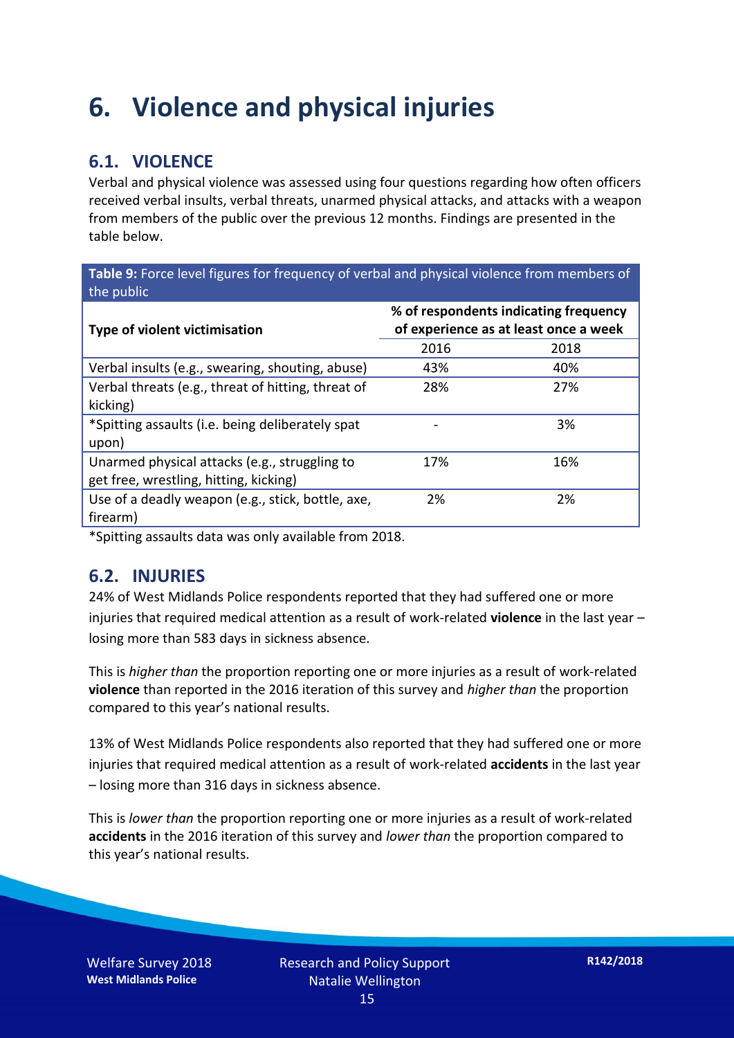# 6. Violence and physical injuries

## 6.1. VIOLENCE

Verbal and physical violence was assessed using four questions regarding how often officers received verbal insults, verbal threats, unarmed physical attacks, and attacks with a weapon from members of the public over the previous 12 months. Findings are presented in the table below.

**Table 9:** Force level figures for frequency of verbal and physical violence from members of the public

| Type of violent victimisation | % of respondents indicating frequency of experience as at least once a week | |
|---|---|---|
| | 2016 | 2018 |
| Verbal insults (e.g., swearing, shouting, abuse) | 43% | 40% |
| Verbal threats (e.g., threat of hitting, threat of kicking) | 28% | 27% |
| *Spitting assaults (i.e. being deliberately spat upon) | - | 3% |
| Unarmed physical attacks (e.g., struggling to get free, wrestling, hitting, kicking) | 17% | 16% |
| Use of a deadly weapon (e.g., stick, bottle, axe, firearm) | 2% | 2% |

*Spitting assaults data was only available from 2018.

## 6.2. INJURIES

24% of West Midlands Police respondents reported that they had suffered one or more injuries that required medical attention as a result of work-related **violence** in the last year – losing more than 583 days in sickness absence.

This is *higher than* the proportion reporting one or more injuries as a result of work-related **violence** than reported in the 2016 iteration of this survey and *higher than* the proportion compared to this year's national results.

13% of West Midlands Police respondents also reported that they had suffered one or more injuries that required medical attention as a result of work-related **accidents** in the last year – losing more than 316 days in sickness absence.

This is *lower than* the proportion reporting one or more injuries as a result of work-related **accidents** in the 2016 iteration of this survey and *lower than* the proportion compared to this year's national results.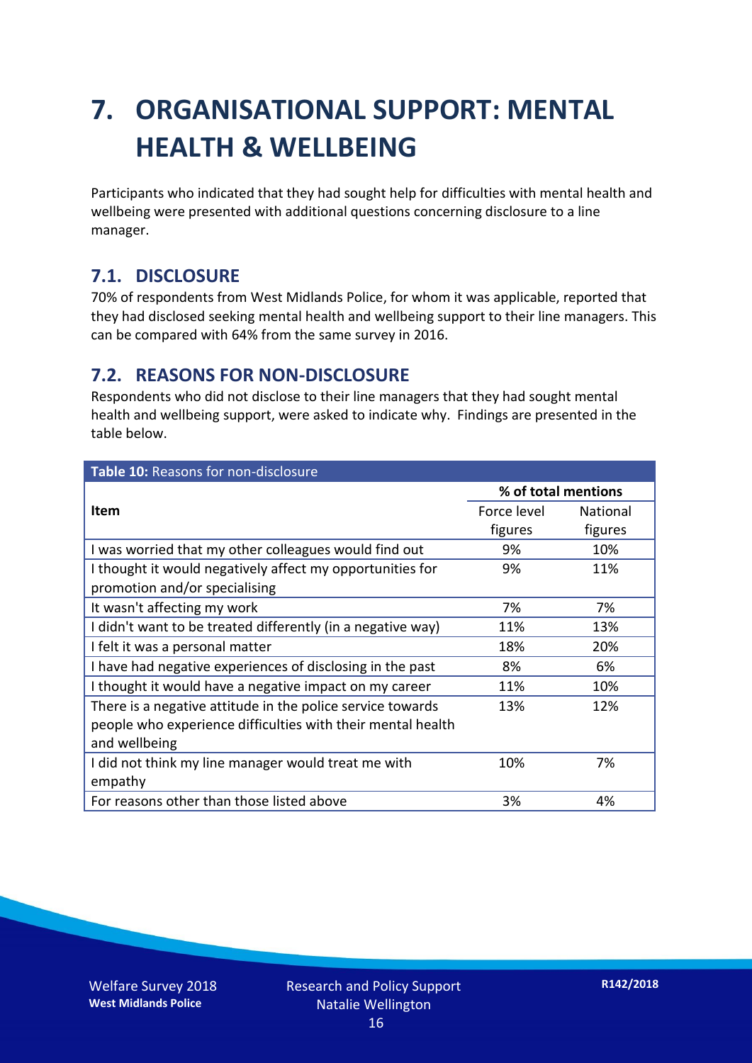# 7. ORGANISATIONAL SUPPORT: MENTAL HEALTH & WELLBEING

Participants who indicated that they had sought help for difficulties with mental health and wellbeing were presented with additional questions concerning disclosure to a line manager.

## 7.1. DISCLOSURE

70% of respondents from West Midlands Police, for whom it was applicable, reported that they had disclosed seeking mental health and wellbeing support to their line managers. This can be compared with 64% from the same survey in 2016.

## 7.2. REASONS FOR NON-DISCLOSURE

Respondents who did not disclose to their line managers that they had sought mental health and wellbeing support, were asked to indicate why. Findings are presented in the table below.

**Table 10:** Reasons for non-disclosure

| Item | % of total mentions | |
|---|---|---|
| | Force level figures | National figures |
| I was worried that my other colleagues would find out | 9% | 10% |
| I thought it would negatively affect my opportunities for promotion and/or specialising | 9% | 11% |
| It wasn't affecting my work | 7% | 7% |
| I didn't want to be treated differently (in a negative way) | 11% | 13% |
| I felt it was a personal matter | 18% | 20% |
| I have had negative experiences of disclosing in the past | 8% | 6% |
| I thought it would have a negative impact on my career | 11% | 10% |
| There is a negative attitude in the police service towards people who experience difficulties with their mental health and wellbeing | 13% | 12% |
| I did not think my line manager would treat me with empathy | 10% | 7% |
| For reasons other than those listed above | 3% | 4% |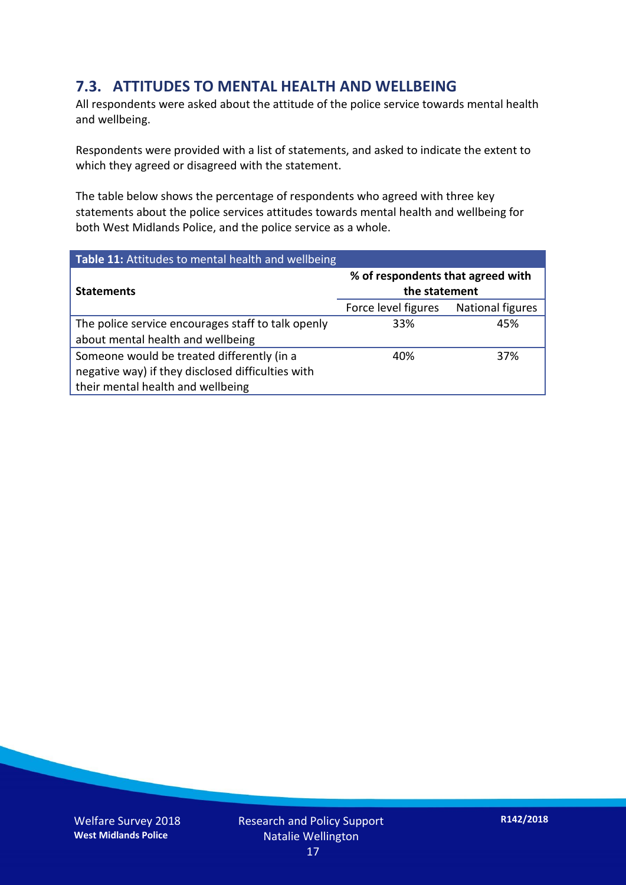## 7.3. ATTITUDES TO MENTAL HEALTH AND WELLBEING

All respondents were asked about the attitude of the police service towards mental health and wellbeing.

Respondents were provided with a list of statements, and asked to indicate the extent to which they agreed or disagreed with the statement.

The table below shows the percentage of respondents who agreed with three key statements about the police services attitudes towards mental health and wellbeing for both West Midlands Police, and the police service as a whole.

**Table 11:** Attitudes to mental health and wellbeing

| **Statements** | **% of respondents that agreed with the statement** | |
|---|---|---|
| | Force level figures | National figures |
| The police service encourages staff to talk openly about mental health and wellbeing | 33% | 45% |
| Someone would be treated differently (in a negative way) if they disclosed difficulties with their mental health and wellbeing | 40% | 37% |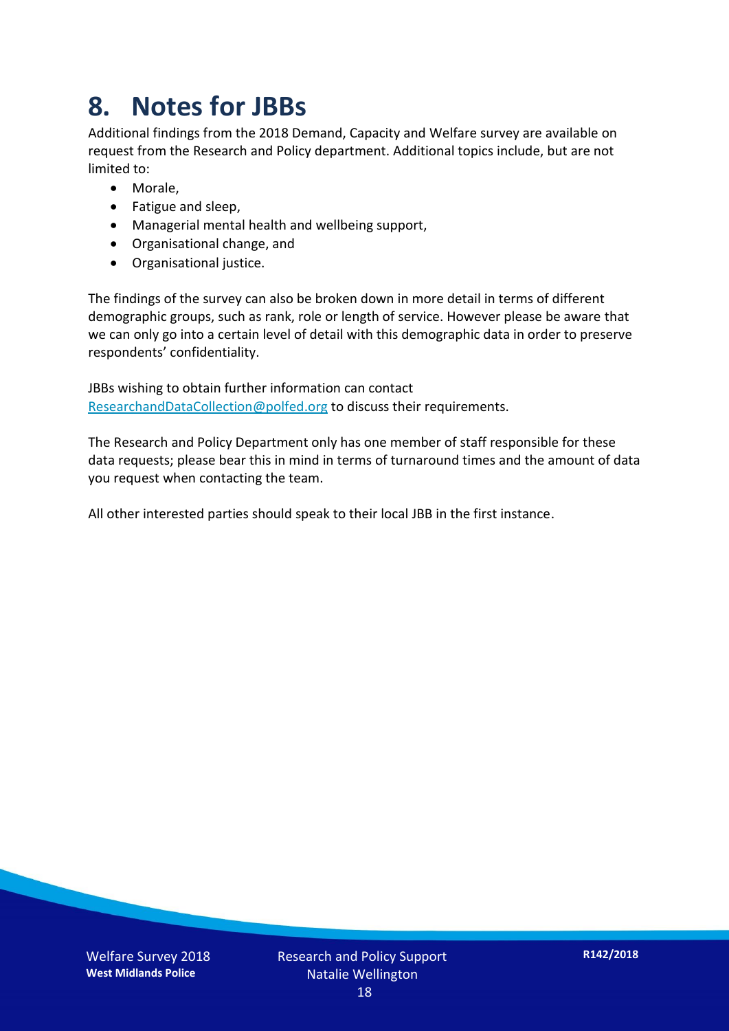# 8. Notes for JBBs

Additional findings from the 2018 Demand, Capacity and Welfare survey are available on request from the Research and Policy department. Additional topics include, but are not limited to:

- Morale,
- Fatigue and sleep,
- Managerial mental health and wellbeing support,
- Organisational change, and
- Organisational justice.

The findings of the survey can also be broken down in more detail in terms of different demographic groups, such as rank, role or length of service. However please be aware that we can only go into a certain level of detail with this demographic data in order to preserve respondents' confidentiality.

JBBs wishing to obtain further information can contact ResearchandDataCollection@polfed.org to discuss their requirements.

The Research and Policy Department only has one member of staff responsible for these data requests; please bear this in mind in terms of turnaround times and the amount of data you request when contacting the team.

All other interested parties should speak to their local JBB in the first instance.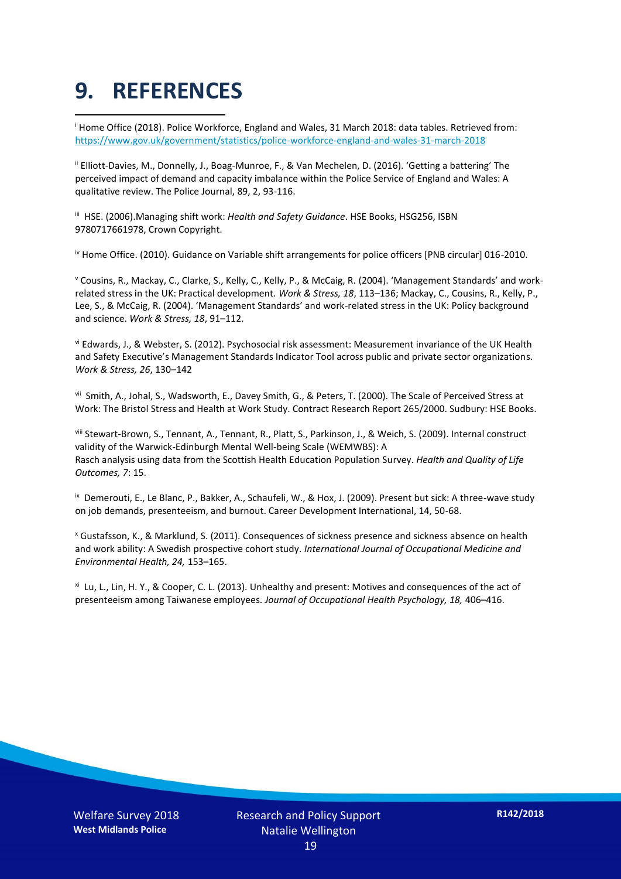# 9. REFERENCES

[i] Home Office (2018). Police Workforce, England and Wales, 31 March 2018: data tables. Retrieved from: https://www.gov.uk/government/statistics/police-workforce-england-and-wales-31-march-2018

[ii] Elliott-Davies, M., Donnelly, J., Boag-Munroe, F., & Van Mechelen, D. (2016). 'Getting a battering' The perceived impact of demand and capacity imbalance within the Police Service of England and Wales: A qualitative review. The Police Journal, 89, 2, 93-116.

[iii] HSE. (2006).Managing shift work: *Health and Safety Guidance*. HSE Books, HSG256, ISBN 9780717661978, Crown Copyright.

[iv] Home Office. (2010). Guidance on Variable shift arrangements for police officers [PNB circular] 016-2010.

[v] Cousins, R., Mackay, C., Clarke, S., Kelly, C., Kelly, P., & McCaig, R. (2004). 'Management Standards' and work-related stress in the UK: Practical development. *Work & Stress, 18*, 113–136; Mackay, C., Cousins, R., Kelly, P., Lee, S., & McCaig, R. (2004). 'Management Standards' and work-related stress in the UK: Policy background and science. *Work & Stress, 18*, 91–112.

[vi] Edwards, J., & Webster, S. (2012). Psychosocial risk assessment: Measurement invariance of the UK Health and Safety Executive's Management Standards Indicator Tool across public and private sector organizations. *Work & Stress, 26*, 130–142

[vii] Smith, A., Johal, S., Wadsworth, E., Davey Smith, G., & Peters, T. (2000). The Scale of Perceived Stress at Work: The Bristol Stress and Health at Work Study. Contract Research Report 265/2000. Sudbury: HSE Books.

[viii] Stewart-Brown, S., Tennant, A., Tennant, R., Platt, S., Parkinson, J., & Weich, S. (2009). Internal construct validity of the Warwick-Edinburgh Mental Well-being Scale (WEMWBS): A Rasch analysis using data from the Scottish Health Education Population Survey. *Health and Quality of Life Outcomes, 7*: 15.

[ix] Demerouti, E., Le Blanc, P., Bakker, A., Schaufeli, W., & Hox, J. (2009). Present but sick: A three-wave study on job demands, presenteeism, and burnout. Career Development International, 14, 50-68.

[x] Gustafsson, K., & Marklund, S. (2011). Consequences of sickness presence and sickness absence on health and work ability: A Swedish prospective cohort study. *International Journal of Occupational Medicine and Environmental Health, 24,* 153–165.

[xi] Lu, L., Lin, H. Y., & Cooper, C. L. (2013). Unhealthy and present: Motives and consequences of the act of presenteeism among Taiwanese employees. *Journal of Occupational Health Psychology, 18,* 406–416.